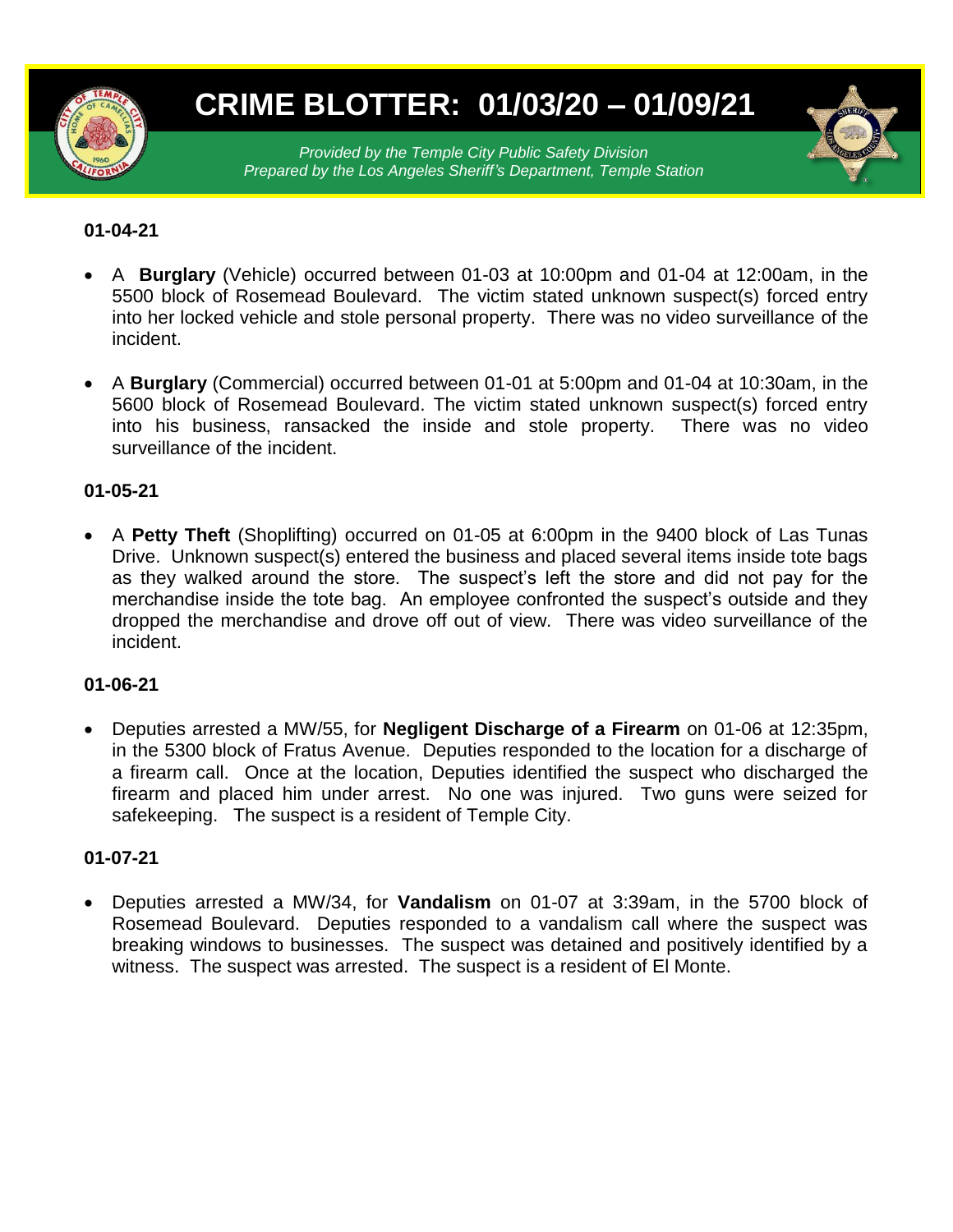# CRIME BLOTTER: 01/03/20 – 01/09/21

*Provided by the Temple City Public Safety Division*
*Prepared by the Los Angeles Sheriff's Department, Temple Station*

**01-04-21**

- A **Burglary** (Vehicle) occurred between 01-03 at 10:00pm and 01-04 at 12:00am, in the 5500 block of Rosemead Boulevard. The victim stated unknown suspect(s) forced entry into her locked vehicle and stole personal property. There was no video surveillance of the incident.

- A **Burglary** (Commercial) occurred between 01-01 at 5:00pm and 01-04 at 10:30am, in the 5600 block of Rosemead Boulevard. The victim stated unknown suspect(s) forced entry into his business, ransacked the inside and stole property. There was no video surveillance of the incident.

**01-05-21**

- A **Petty Theft** (Shoplifting) occurred on 01-05 at 6:00pm in the 9400 block of Las Tunas Drive. Unknown suspect(s) entered the business and placed several items inside tote bags as they walked around the store. The suspect's left the store and did not pay for the merchandise inside the tote bag. An employee confronted the suspect's outside and they dropped the merchandise and drove off out of view. There was video surveillance of the incident.

**01-06-21**

- Deputies arrested a MW/55, for **Negligent Discharge of a Firearm** on 01-06 at 12:35pm, in the 5300 block of Fratus Avenue. Deputies responded to the location for a discharge of a firearm call. Once at the location, Deputies identified the suspect who discharged the firearm and placed him under arrest. No one was injured. Two guns were seized for safekeeping. The suspect is a resident of Temple City.

**01-07-21**

- Deputies arrested a MW/34, for **Vandalism** on 01-07 at 3:39am, in the 5700 block of Rosemead Boulevard. Deputies responded to a vandalism call where the suspect was breaking windows to businesses. The suspect was detained and positively identified by a witness. The suspect was arrested. The suspect is a resident of El Monte.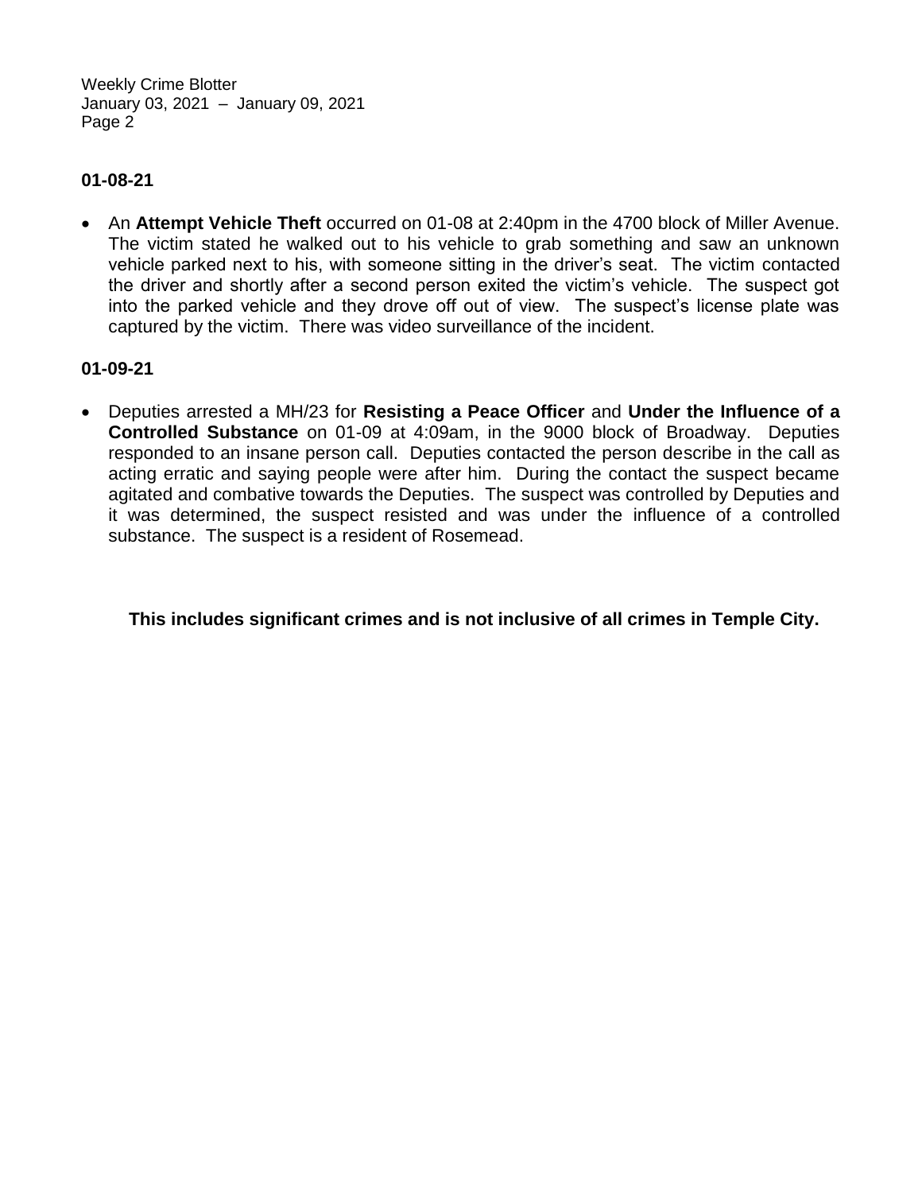**01-08-21**

- An **Attempt Vehicle Theft** occurred on 01-08 at 2:40pm in the 4700 block of Miller Avenue. The victim stated he walked out to his vehicle to grab something and saw an unknown vehicle parked next to his, with someone sitting in the driver's seat. The victim contacted the driver and shortly after a second person exited the victim's vehicle. The suspect got into the parked vehicle and they drove off out of view. The suspect's license plate was captured by the victim. There was video surveillance of the incident.

**01-09-21**

- Deputies arrested a MH/23 for **Resisting a Peace Officer** and **Under the Influence of a Controlled Substance** on 01-09 at 4:09am, in the 9000 block of Broadway. Deputies responded to an insane person call. Deputies contacted the person describe in the call as acting erratic and saying people were after him. During the contact the suspect became agitated and combative towards the Deputies. The suspect was controlled by Deputies and it was determined, the suspect resisted and was under the influence of a controlled substance. The suspect is a resident of Rosemead.

**This includes significant crimes and is not inclusive of all crimes in Temple City.**